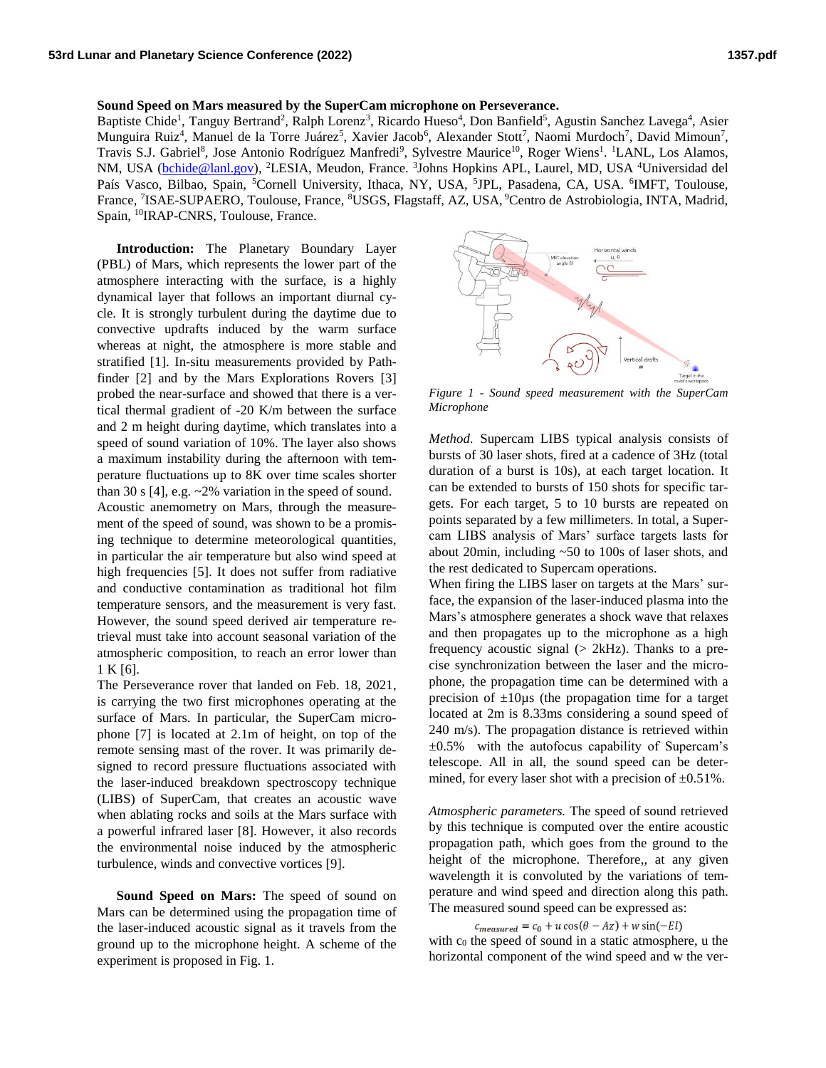**Sound Speed on Mars measured by the SuperCam microphone on Perseverance.**

Baptiste Chide[1], Tanguy Bertrand[2], Ralph Lorenz[3], Ricardo Hueso[4], Don Banfield[5], Agustin Sanchez Lavega[4], Asier Munguira Ruiz[4], Manuel de la Torre Juárez[5], Xavier Jacob[6], Alexander Stott[7], Naomi Murdoch[7], David Mimoun[7], Travis S.J. Gabriel[8], Jose Antonio Rodríguez Manfredi[9], Sylvestre Maurice[10], Roger Wiens[1]. [1]LANL, Los Alamos, NM, USA (bchide@lanl.gov), [2]LESIA, Meudon, France. [3]Johns Hopkins APL, Laurel, MD, USA [4]Universidad del País Vasco, Bilbao, Spain, [5]Cornell University, Ithaca, NY, USA, [5]JPL, Pasadena, CA, USA. [6]IMFT, Toulouse, France, [7]ISAE-SUPAERO, Toulouse, France, [8]USGS, Flagstaff, AZ, USA, [9]Centro de Astrobiologia, INTA, Madrid, Spain, [10]IRAP-CNRS, Toulouse, France.

**Introduction:** The Planetary Boundary Layer (PBL) of Mars, which represents the lower part of the atmosphere interacting with the surface, is a highly dynamical layer that follows an important diurnal cycle. It is strongly turbulent during the daytime due to convective updrafts induced by the warm surface whereas at night, the atmosphere is more stable and stratified [1]. In-situ measurements provided by Pathfinder [2] and by the Mars Explorations Rovers [3] probed the near-surface and showed that there is a vertical thermal gradient of -20 K/m between the surface and 2 m height during daytime, which translates into a speed of sound variation of 10%. The layer also shows a maximum instability during the afternoon with temperature fluctuations up to 8K over time scales shorter than 30 s [4], e.g. ~2% variation in the speed of sound.

Acoustic anemometry on Mars, through the measurement of the speed of sound, was shown to be a promising technique to determine meteorological quantities, in particular the air temperature but also wind speed at high frequencies [5]. It does not suffer from radiative and conductive contamination as traditional hot film temperature sensors, and the measurement is very fast. However, the sound speed derived air temperature retrieval must take into account seasonal variation of the atmospheric composition, to reach an error lower than 1 K [6].

The Perseverance rover that landed on Feb. 18, 2021, is carrying the two first microphones operating at the surface of Mars. In particular, the SuperCam microphone [7] is located at 2.1m of height, on top of the remote sensing mast of the rover. It was primarily designed to record pressure fluctuations associated with the laser-induced breakdown spectroscopy technique (LIBS) of SuperCam, that creates an acoustic wave when ablating rocks and soils at the Mars surface with a powerful infrared laser [8]. However, it also records the environmental noise induced by the atmospheric turbulence, winds and convective vortices [9].

**Sound Speed on Mars:** The speed of sound on Mars can be determined using the propagation time of the laser-induced acoustic signal as it travels from the ground up to the microphone height. A scheme of the experiment is proposed in Fig. 1.

*Figure 1 - Sound speed measurement with the SuperCam Microphone*

*Method.* Supercam LIBS typical analysis consists of bursts of 30 laser shots, fired at a cadence of 3Hz (total duration of a burst is 10s), at each target location. It can be extended to bursts of 150 shots for specific targets. For each target, 5 to 10 bursts are repeated on points separated by a few millimeters. In total, a Supercam LIBS analysis of Mars' surface targets lasts for about 20min, including ~50 to 100s of laser shots, and the rest dedicated to Supercam operations.

When firing the LIBS laser on targets at the Mars' surface, the expansion of the laser-induced plasma into the Mars's atmosphere generates a shock wave that relaxes and then propagates up to the microphone as a high frequency acoustic signal (> 2kHz). Thanks to a precise synchronization between the laser and the microphone, the propagation time can be determined with a precision of ±10µs (the propagation time for a target located at 2m is 8.33ms considering a sound speed of 240 m/s). The propagation distance is retrieved within ±0.5% with the autofocus capability of Supercam's telescope. All in all, the sound speed can be determined, for every laser shot with a precision of ±0.51%.

*Atmospheric parameters.* The speed of sound retrieved by this technique is computed over the entire acoustic propagation path, which goes from the ground to the height of the microphone. Therefore,, at any given wavelength it is convoluted by the variations of temperature and wind speed and direction along this path. The measured sound speed can be expressed as:

$$c_{measured} = c_0 + u\cos(\theta - Az) + w\sin(-El)$$

with $c_0$ the speed of sound in a static atmosphere, u the horizontal component of the wind speed and w the ver-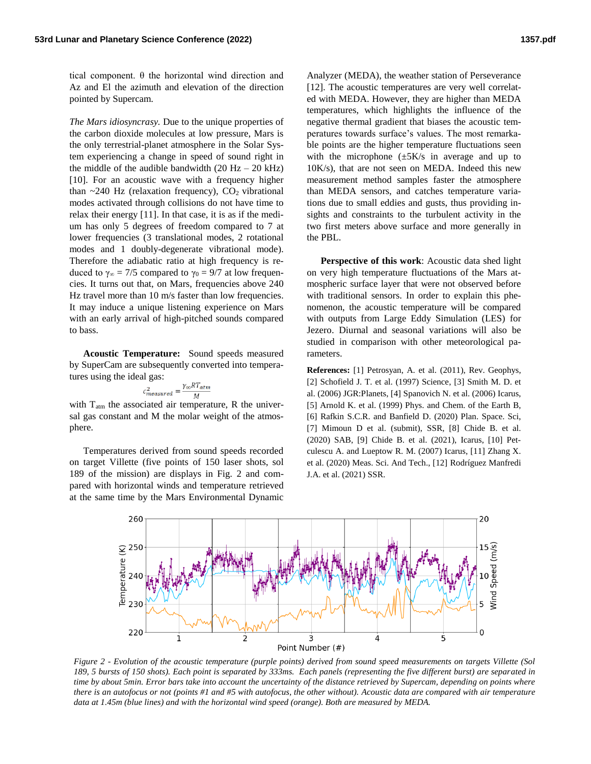tical component. θ the horizontal wind direction and Az and El the azimuth and elevation of the direction pointed by Supercam.

*The Mars idiosyncrasy.* Due to the unique properties of the carbon dioxide molecules at low pressure, Mars is the only terrestrial-planet atmosphere in the Solar System experiencing a change in speed of sound right in the middle of the audible bandwidth (20 Hz – 20 kHz) [10]. For an acoustic wave with a frequency higher than ~240 Hz (relaxation frequency), $CO_2$ vibrational modes activated through collisions do not have time to relax their energy [11]. In that case, it is as if the medium has only 5 degrees of freedom compared to 7 at lower frequencies (3 translational modes, 2 rotational modes and 1 doubly-degenerate vibrational mode). Therefore the adiabatic ratio at high frequency is reduced to $\gamma_\infty = 7/5$ compared to $\gamma_0 = 9/7$ at low frequencies. It turns out that, on Mars, frequencies above 240 Hz travel more than 10 m/s faster than low frequencies. It may induce a unique listening experience on Mars with an early arrival of high-pitched sounds compared to bass.

**Acoustic Temperature:** Sound speeds measured by SuperCam are subsequently converted into temperatures using the ideal gas:

$$c_{measured}^2 = \frac{\gamma_\infty R T_{atm}}{M}$$

with $T_{atm}$ the associated air temperature, R the universal gas constant and M the molar weight of the atmosphere.

Temperatures derived from sound speeds recorded on target Villette (five points of 150 laser shots, sol 189 of the mission) are displays in Fig. 2 and compared with horizontal winds and temperature retrieved at the same time by the Mars Environmental Dynamic Analyzer (MEDA), the weather station of Perseverance [12]. The acoustic temperatures are very well correlated with MEDA. However, they are higher than MEDA temperatures, which highlights the influence of the negative thermal gradient that biases the acoustic temperatures towards surface's values. The most remarkable points are the higher temperature fluctuations seen with the microphone (±5K/s in average and up to 10K/s), that are not seen on MEDA. Indeed this new measurement method samples faster the atmosphere than MEDA sensors, and catches temperature variations due to small eddies and gusts, thus providing insights and constraints to the turbulent activity in the two first meters above surface and more generally in the PBL.

**Perspective of this work**: Acoustic data shed light on very high temperature fluctuations of the Mars atmospheric surface layer that were not observed before with traditional sensors. In order to explain this phenomenon, the acoustic temperature will be compared with outputs from Large Eddy Simulation (LES) for Jezero. Diurnal and seasonal variations will also be studied in comparison with other meteorological parameters.

**References:** [1] Petrosyan, A. et al. (2011), Rev. Geophys, [2] Schofield J. T. et al. (1997) Science, [3] Smith M. D. et al. (2006) JGR:Planets, [4] Spanovich N. et al. (2006) Icarus, [5] Arnold K. et al. (1999) Phys. and Chem. of the Earth B, [6] Rafkin S.C.R. and Banfield D. (2020) Plan. Space. Sci, [7] Mimoun D et al. (submit), SSR, [8] Chide B. et al. (2020) SAB, [9] Chide B. et al. (2021), Icarus, [10] Petculescu A. and Lueptow R. M. (2007) Icarus, [11] Zhang X. et al. (2020) Meas. Sci. And Tech., [12] Rodríguez Manfredi J.A. et al. (2021) SSR.

Temperature (K)
260
250
240
230
220
Wind Speed (m/s)
20
15
10
5
0
1 2 3 4 5
Point Number (#)

*Figure 2 - Evolution of the acoustic temperature (purple points) derived from sound speed measurements on targets Villette (Sol 189, 5 bursts of 150 shots). Each point is separated by 333ms. Each panels (representing the five different burst) are separated in time by about 5min. Error bars take into account the uncertainty of the distance retrieved by Supercam, depending on points where there is an autofocus or not (points #1 and #5 with autofocus, the other without). Acoustic data are compared with air temperature data at 1.45m (blue lines) and with the horizontal wind speed (orange). Both are measured by MEDA.*